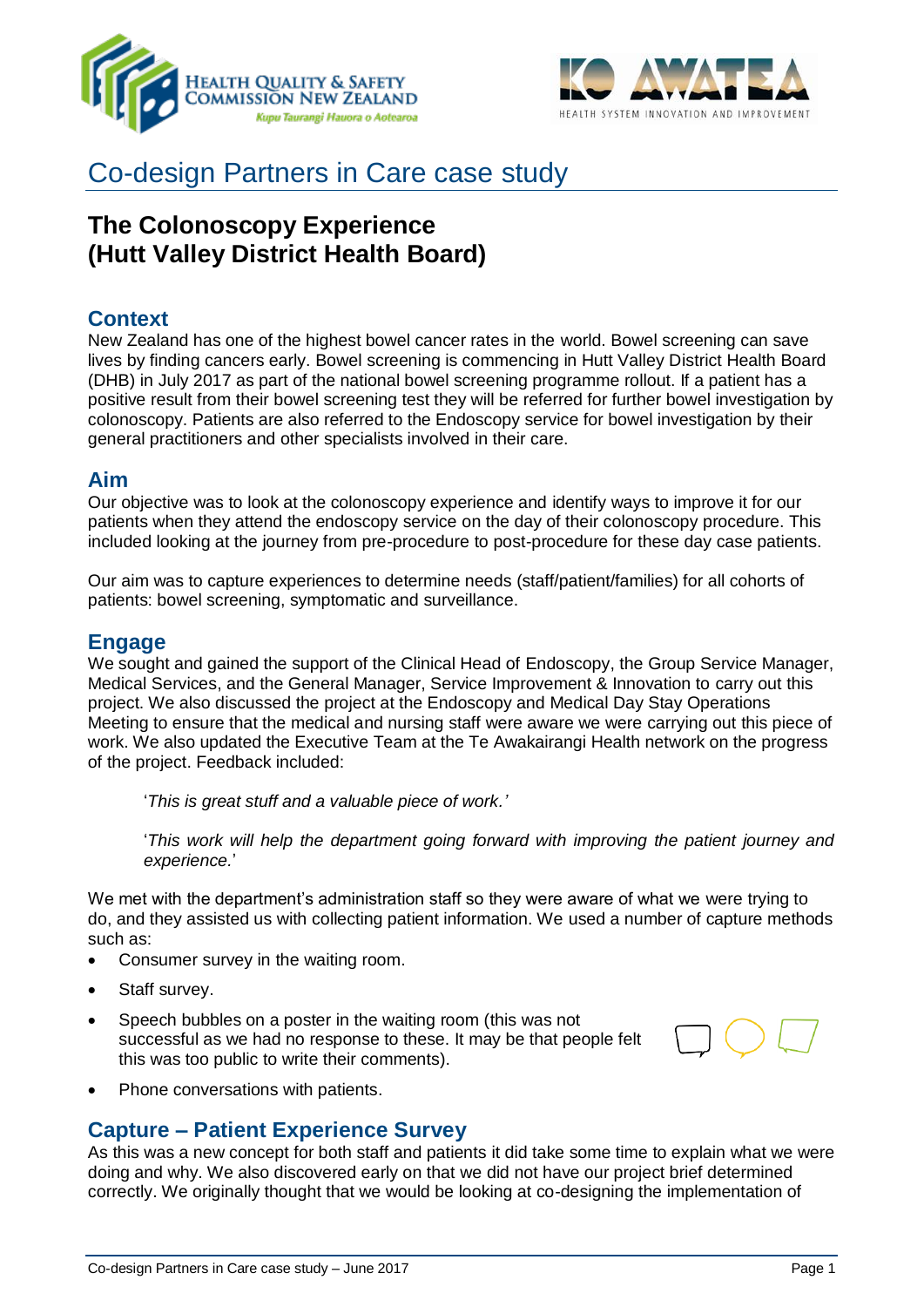# Co-design Partners in Care case study

## The Colonoscopy Experience (Hutt Valley District Health Board)

### Context

New Zealand has one of the highest bowel cancer rates in the world. Bowel screening can save lives by finding cancers early. Bowel screening is commencing in Hutt Valley District Health Board (DHB) in July 2017 as part of the national bowel screening programme rollout. If a patient has a positive result from their bowel screening test they will be referred for further bowel investigation by colonoscopy. Patients are also referred to the Endoscopy service for bowel investigation by their general practitioners and other specialists involved in their care.

### Aim

Our objective was to look at the colonoscopy experience and identify ways to improve it for our patients when they attend the endoscopy service on the day of their colonoscopy procedure. This included looking at the journey from pre-procedure to post-procedure for these day case patients.

Our aim was to capture experiences to determine needs (staff/patient/families) for all cohorts of patients: bowel screening, symptomatic and surveillance.

### Engage

We sought and gained the support of the Clinical Head of Endoscopy, the Group Service Manager, Medical Services, and the General Manager, Service Improvement & Innovation to carry out this project. We also discussed the project at the Endoscopy and Medical Day Stay Operations Meeting to ensure that the medical and nursing staff were aware we were carrying out this piece of work. We also updated the Executive Team at the Te Awakairangi Health network on the progress of the project. Feedback included:

> '*This is great stuff and a valuable piece of work.'*
>
> '*This work will help the department going forward with improving the patient journey and experience.*'

We met with the department's administration staff so they were aware of what we were trying to do, and they assisted us with collecting patient information. We used a number of capture methods such as:

- Consumer survey in the waiting room.
- Staff survey.
- Speech bubbles on a poster in the waiting room (this was not successful as we had no response to these. It may be that people felt this was too public to write their comments).
- Phone conversations with patients.

### Capture – Patient Experience Survey

As this was a new concept for both staff and patients it did take some time to explain what we were doing and why. We also discovered early on that we did not have our project brief determined correctly. We originally thought that we would be looking at co-designing the implementation of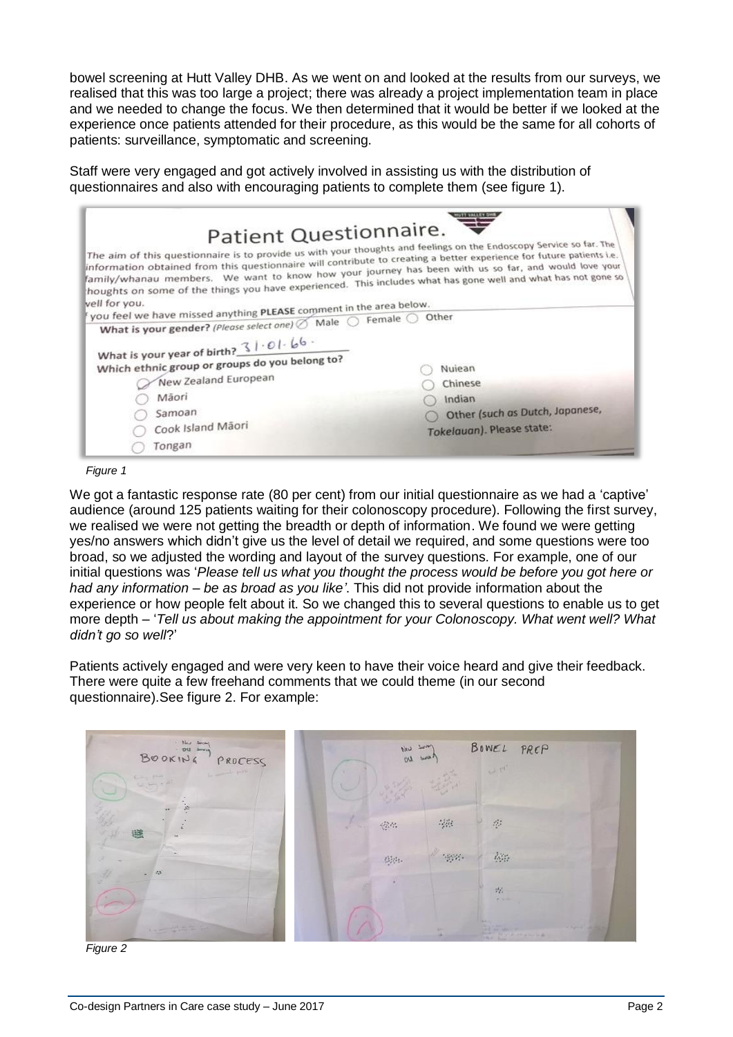bowel screening at Hutt Valley DHB. As we went on and looked at the results from our surveys, we realised that this was too large a project; there was already a project implementation team in place and we needed to change the focus. We then determined that it would be better if we looked at the experience once patients attended for their procedure, as this would be the same for all cohorts of patients: surveillance, symptomatic and screening.

Staff were very engaged and got actively involved in assisting us with the distribution of questionnaires and also with encouraging patients to complete them (see figure 1).

*Figure 1*

We got a fantastic response rate (80 per cent) from our initial questionnaire as we had a 'captive' audience (around 125 patients waiting for their colonoscopy procedure). Following the first survey, we realised we were not getting the breadth or depth of information. We found we were getting yes/no answers which didn't give us the level of detail we required, and some questions were too broad, so we adjusted the wording and layout of the survey questions. For example, one of our initial questions was '*Please tell us what you thought the process would be before you got here or had any information – be as broad as you like'*. This did not provide information about the experience or how people felt about it. So we changed this to several questions to enable us to get more depth – '*Tell us about making the appointment for your Colonoscopy. What went well? What didn't go so well*?'

Patients actively engaged and were very keen to have their voice heard and give their feedback. There were quite a few freehand comments that we could theme (in our second questionnaire).See figure 2. For example:

*Figure 2*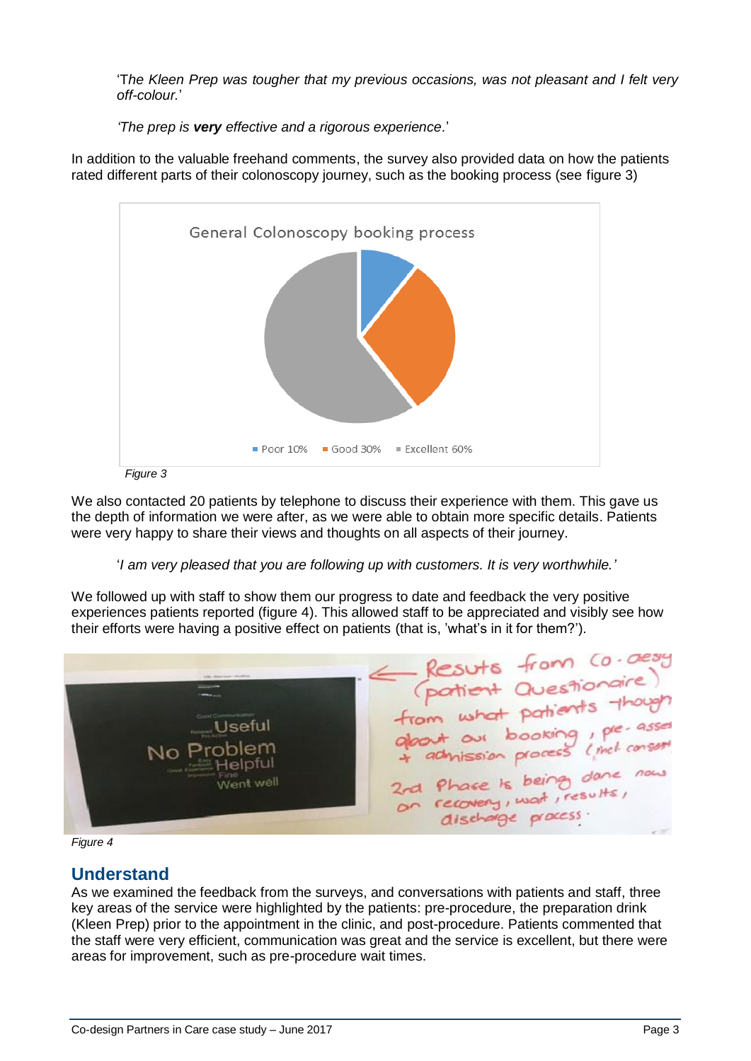'T*he Kleen Prep was tougher that my previous occasions, was not pleasant and I felt very off-colour.*'

*'The prep is **very** effective and a rigorous experience.*'

In addition to the valuable freehand comments, the survey also provided data on how the patients rated different parts of their colonoscopy journey, such as the booking process (see figure 3)

General Colonoscopy booking process

| Rating | Percentage |
|---|---|
| Poor | 10% |
| Good | 30% |
| Excellent | 60% |

*Figure 3*

We also contacted 20 patients by telephone to discuss their experience with them. This gave us the depth of information we were after, as we were able to obtain more specific details. Patients were very happy to share their views and thoughts on all aspects of their journey.

'*I am very pleased that you are following up with customers. It is very worthwhile.'*

We followed up with staff to show them our progress to date and feedback the very positive experiences patients reported (figure 4). This allowed staff to be appreciated and visibly see how their efforts were having a positive effect on patients (that is, 'what's in it for them?').

*Figure 4*

## Understand

As we examined the feedback from the surveys, and conversations with patients and staff, three key areas of the service were highlighted by the patients: pre-procedure, the preparation drink (Kleen Prep) prior to the appointment in the clinic, and post-procedure. Patients commented that the staff were very efficient, communication was great and the service is excellent, but there were areas for improvement, such as pre-procedure wait times.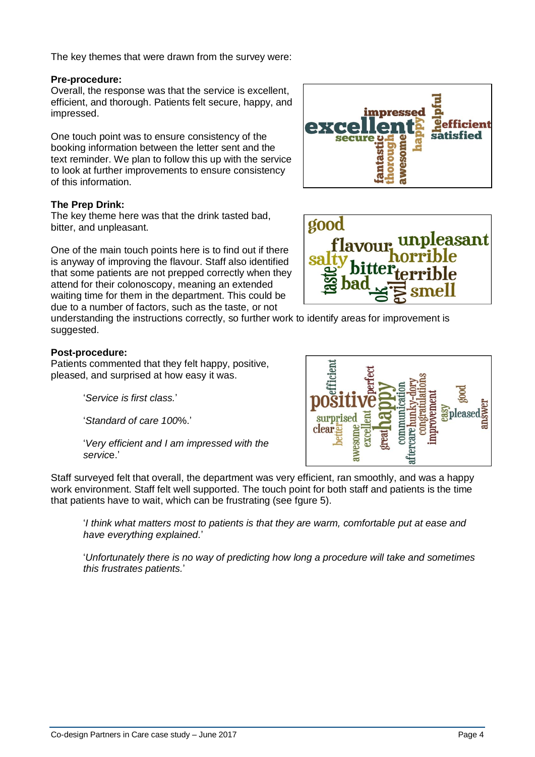The key themes that were drawn from the survey were:

**Pre-procedure:**

Overall, the response was that the service is excellent, efficient, and thorough. Patients felt secure, happy, and impressed.

One touch point was to ensure consistency of the booking information between the letter sent and the text reminder. We plan to follow this up with the service to look at further improvements to ensure consistency of this information.

**The Prep Drink:**

The key theme here was that the drink tasted bad, bitter, and unpleasant.

One of the main touch points here is to find out if there is anyway of improving the flavour. Staff also identified that some patients are not prepped correctly when they attend for their colonoscopy, meaning an extended waiting time for them in the department. This could be due to a number of factors, such as the taste, or not understanding the instructions correctly, so further work to identify areas for improvement is suggested.

**Post-procedure:**

Patients commented that they felt happy, positive, pleased, and surprised at how easy it was.

> '*Service is first class.*'
>
> '*Standard of care 100%*.'
>
> '*Very efficient and I am impressed with the servic*e.'

Staff surveyed felt that overall, the department was very efficient, ran smoothly, and was a happy work environment. Staff felt well supported. The touch point for both staff and patients is the time that patients have to wait, which can be frustrating (see fgure 5).

> '*I think what matters most to patients is that they are warm, comfortable put at ease and have everything explained*.'
>
> '*Unfortunately there is no way of predicting how long a procedure will take and sometimes this frustrates patients.*'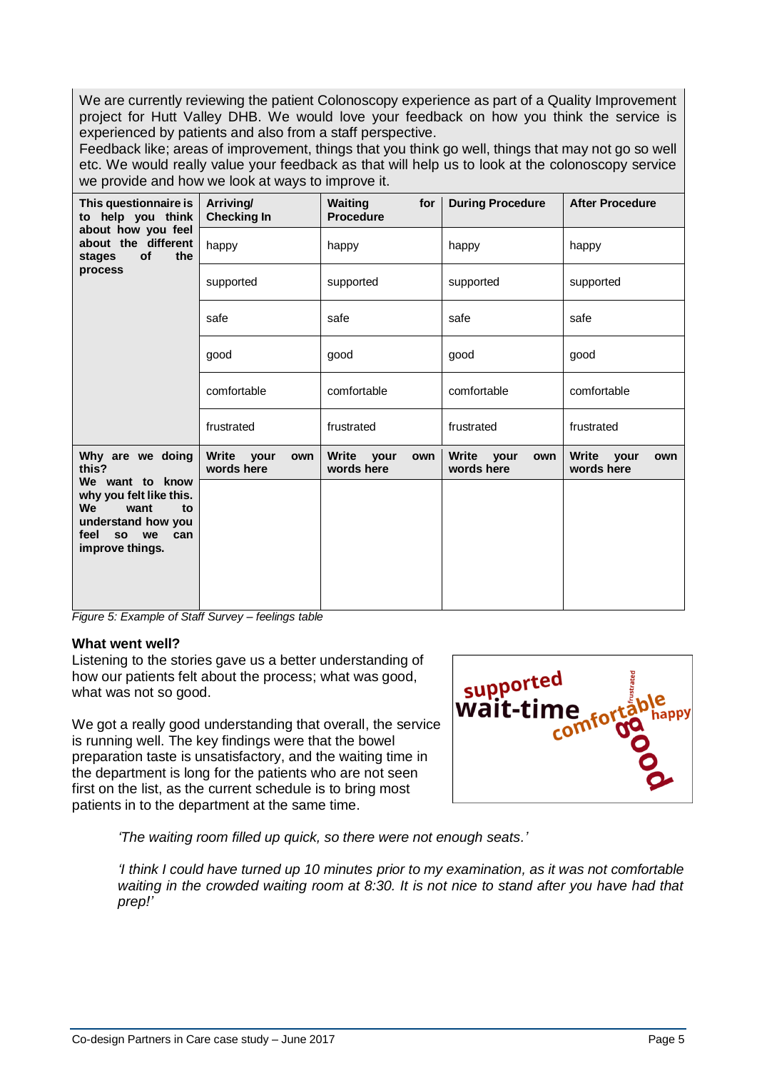We are currently reviewing the patient Colonoscopy experience as part of a Quality Improvement project for Hutt Valley DHB. We would love your feedback on how you think the service is experienced by patients and also from a staff perspective.
Feedback like; areas of improvement, things that you think go well, things that may not go so well etc. We would really value your feedback as that will help us to look at the colonoscopy service we provide and how we look at ways to improve it.

| **This questionnaire is to help you think about how you feel about the different stages of the process** | **Arriving/ Checking In** | **Waiting for Procedure** | **During Procedure** | **After Procedure** |
|---|---|---|---|---|
| | happy | happy | happy | happy |
| | supported | supported | supported | supported |
| | safe | safe | safe | safe |
| | good | good | good | good |
| | comfortable | comfortable | comfortable | comfortable |
| | frustrated | frustrated | frustrated | frustrated |
| **Why are we doing this?** | **Write your own words here** | **Write your own words here** | **Write your own words here** | **Write your own words here** |
| **We want to know why you felt like this. We want to understand how you feel so we can improve things.** | | | | |

*Figure 5: Example of Staff Survey – feelings table*

**What went well?**

Listening to the stories gave us a better understanding of how our patients felt about the process; what was good, what was not so good.

We got a really good understanding that overall, the service is running well. The key findings were that the bowel preparation taste is unsatisfactory, and the waiting time in the department is long for the patients who are not seen first on the list, as the current schedule is to bring most patients in to the department at the same time.

> *'The waiting room filled up quick, so there were not enough seats.'*

> *'I think I could have turned up 10 minutes prior to my examination, as it was not comfortable waiting in the crowded waiting room at 8:30. It is not nice to stand after you have had that prep!'*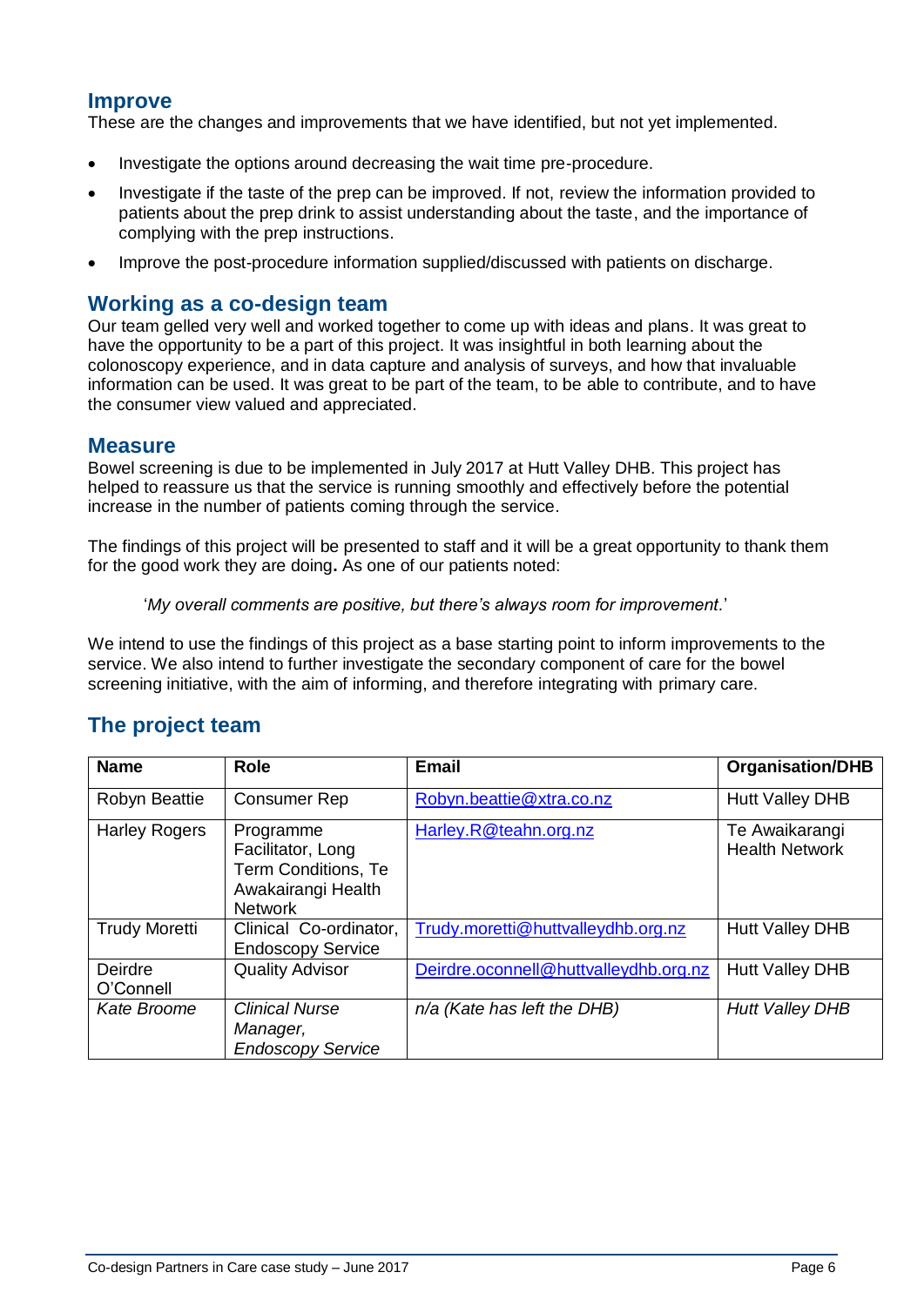## Improve

These are the changes and improvements that we have identified, but not yet implemented.

- Investigate the options around decreasing the wait time pre-procedure.
- Investigate if the taste of the prep can be improved. If not, review the information provided to patients about the prep drink to assist understanding about the taste, and the importance of complying with the prep instructions.
- Improve the post-procedure information supplied/discussed with patients on discharge.

## Working as a co-design team

Our team gelled very well and worked together to come up with ideas and plans. It was great to have the opportunity to be a part of this project. It was insightful in both learning about the colonoscopy experience, and in data capture and analysis of surveys, and how that invaluable information can be used. It was great to be part of the team, to be able to contribute, and to have the consumer view valued and appreciated.

## Measure

Bowel screening is due to be implemented in July 2017 at Hutt Valley DHB. This project has helped to reassure us that the service is running smoothly and effectively before the potential increase in the number of patients coming through the service.

The findings of this project will be presented to staff and it will be a great opportunity to thank them for the good work they are doing**.** As one of our patients noted:

> '*My overall comments are positive, but there's always room for improvement*.'

We intend to use the findings of this project as a base starting point to inform improvements to the service. We also intend to further investigate the secondary component of care for the bowel screening initiative, with the aim of informing, and therefore integrating with primary care.

## The project team

| Name | Role | Email | Organisation/DHB |
|---|---|---|---|
| Robyn Beattie | Consumer Rep | Robyn.beattie@xtra.co.nz | Hutt Valley DHB |
| Harley Rogers | Programme Facilitator, Long Term Conditions, Te Awakairangi Health Network | Harley.R@teahn.org.nz | Te Awakairangi Health Network |
| Trudy Moretti | Clinical Co-ordinator, Endoscopy Service | Trudy.moretti@huttvalleydhb.org.nz | Hutt Valley DHB |
| Deirdre O'Connell | Quality Advisor | Deirdre.oconnell@huttvalleydhb.org.nz | Hutt Valley DHB |
| *Kate Broome* | *Clinical Nurse Manager, Endoscopy Service* | *n/a (Kate has left the DHB)* | *Hutt Valley DHB* |